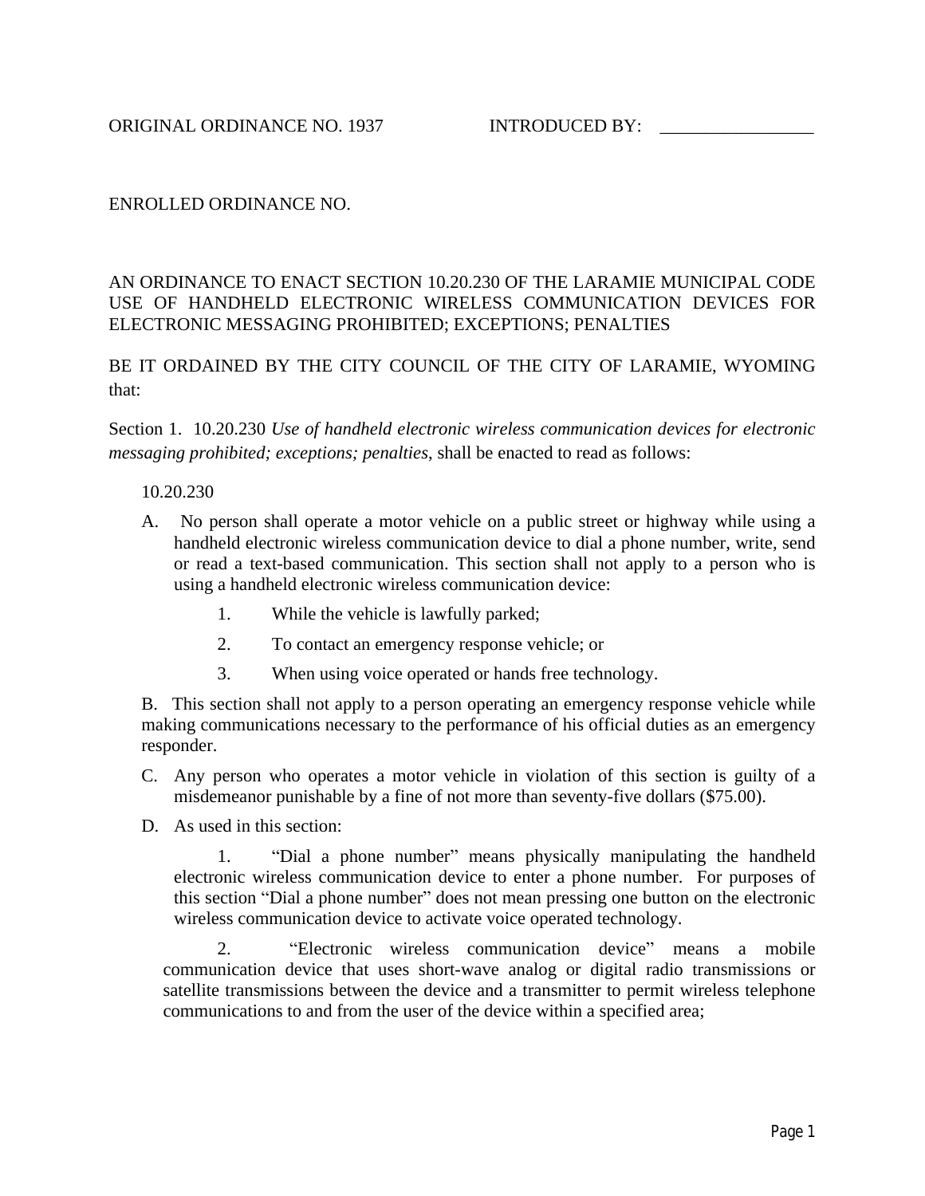ORIGINAL ORDINANCE NO. 1937 INTRODUCED BY: _________________

ENROLLED ORDINANCE NO.

AN ORDINANCE TO ENACT SECTION 10.20.230 OF THE LARAMIE MUNICIPAL CODE USE OF HANDHELD ELECTRONIC WIRELESS COMMUNICATION DEVICES FOR ELECTRONIC MESSAGING PROHIBITED; EXCEPTIONS; PENALTIES

BE IT ORDAINED BY THE CITY COUNCIL OF THE CITY OF LARAMIE, WYOMING that:

Section 1. 10.20.230 *Use of handheld electronic wireless communication devices for electronic messaging prohibited; exceptions; penalties*, shall be enacted to read as follows:

10.20.230

A. No person shall operate a motor vehicle on a public street or highway while using a handheld electronic wireless communication device to dial a phone number, write, send or read a text-based communication. This section shall not apply to a person who is using a handheld electronic wireless communication device:

1. While the vehicle is lawfully parked;
2. To contact an emergency response vehicle; or
3. When using voice operated or hands free technology.

B. This section shall not apply to a person operating an emergency response vehicle while making communications necessary to the performance of his official duties as an emergency responder.

C. Any person who operates a motor vehicle in violation of this section is guilty of a misdemeanor punishable by a fine of not more than seventy-five dollars ($75.00).

D. As used in this section:

1. "Dial a phone number" means physically manipulating the handheld electronic wireless communication device to enter a phone number. For purposes of this section "Dial a phone number" does not mean pressing one button on the electronic wireless communication device to activate voice operated technology.

2. "Electronic wireless communication device" means a mobile communication device that uses short-wave analog or digital radio transmissions or satellite transmissions between the device and a transmitter to permit wireless telephone communications to and from the user of the device within a specified area;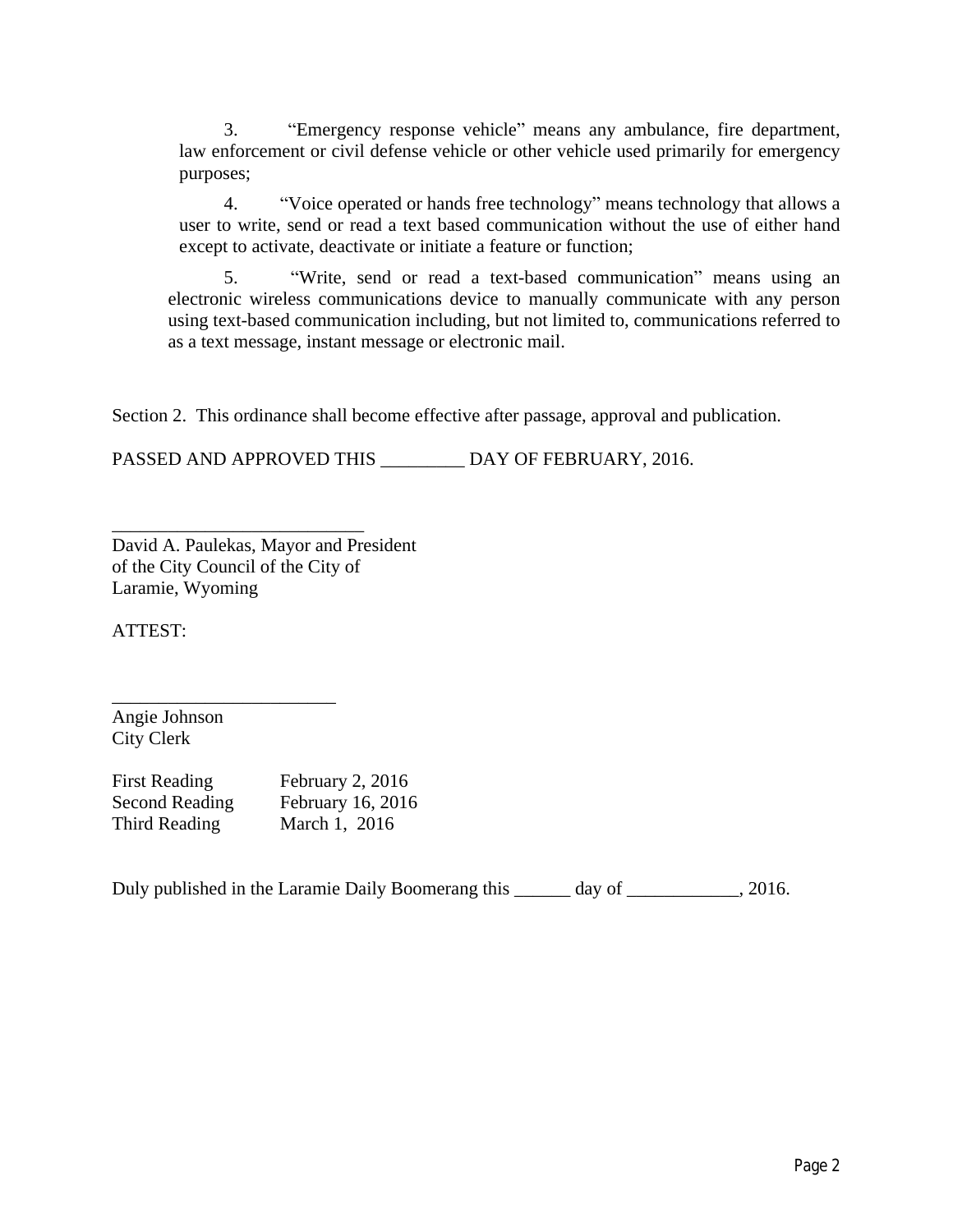3. "Emergency response vehicle" means any ambulance, fire department, law enforcement or civil defense vehicle or other vehicle used primarily for emergency purposes;

4. "Voice operated or hands free technology" means technology that allows a user to write, send or read a text based communication without the use of either hand except to activate, deactivate or initiate a feature or function;

5. "Write, send or read a text-based communication" means using an electronic wireless communications device to manually communicate with any person using text-based communication including, but not limited to, communications referred to as a text message, instant message or electronic mail.

Section 2. This ordinance shall become effective after passage, approval and publication.

PASSED AND APPROVED THIS _________ DAY OF FEBRUARY, 2016.

___________________________
David A. Paulekas, Mayor and President
of the City Council of the City of
Laramie, Wyoming

ATTEST:

________________________
Angie Johnson
City Clerk

| | |
|---|---|
| First Reading | February 2, 2016 |
| Second Reading | February 16, 2016 |
| Third Reading | March 1, 2016 |

Duly published in the Laramie Daily Boomerang this ______ day of ____________, 2016.